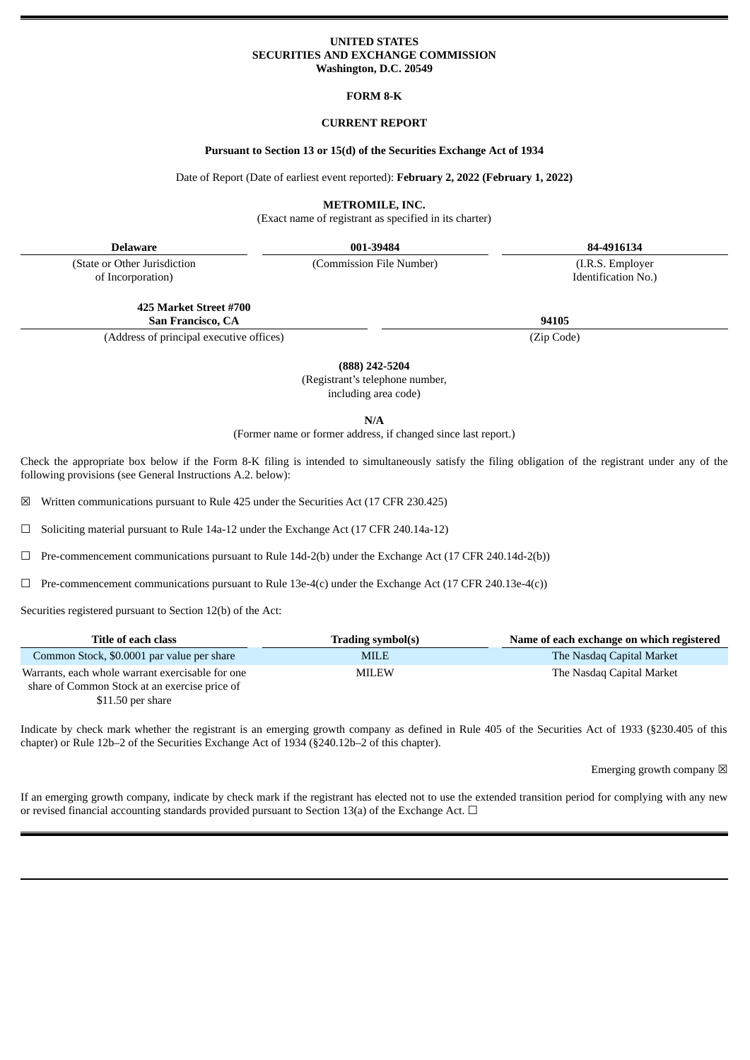**UNITED STATES**
**SECURITIES AND EXCHANGE COMMISSION**
**Washington, D.C. 20549**

**FORM 8-K**

**CURRENT REPORT**

**Pursuant to Section 13 or 15(d) of the Securities Exchange Act of 1934**

Date of Report (Date of earliest event reported): **February 2, 2022 (February 1, 2022)**

**METROMILE, INC.**
(Exact name of registrant as specified in its charter)

| **Delaware** | **001-39484** | **84-4916134** |
|---|---|---|
| (State or Other Jurisdiction of Incorporation) | (Commission File Number) | (I.R.S. Employer Identification No.) |

| **425 Market Street #700 San Francisco, CA** | **94105** |
|---|---|
| (Address of principal executive offices) | (Zip Code) |

**(888) 242-5204**
(Registrant's telephone number, including area code)

**N/A**
(Former name or former address, if changed since last report.)

Check the appropriate box below if the Form 8-K filing is intended to simultaneously satisfy the filing obligation of the registrant under any of the following provisions (see General Instructions A.2. below):

☒ Written communications pursuant to Rule 425 under the Securities Act (17 CFR 230.425)

☐ Soliciting material pursuant to Rule 14a-12 under the Exchange Act (17 CFR 240.14a-12)

☐ Pre-commencement communications pursuant to Rule 14d-2(b) under the Exchange Act (17 CFR 240.14d-2(b))

☐ Pre-commencement communications pursuant to Rule 13e-4(c) under the Exchange Act (17 CFR 240.13e-4(c))

Securities registered pursuant to Section 12(b) of the Act:

| Title of each class | Trading symbol(s) | Name of each exchange on which registered |
|---|---|---|
| Common Stock, $0.0001 par value per share | MILE | The Nasdaq Capital Market |
| Warrants, each whole warrant exercisable for one share of Common Stock at an exercise price of $11.50 per share | MILEW | The Nasdaq Capital Market |

Indicate by check mark whether the registrant is an emerging growth company as defined in Rule 405 of the Securities Act of 1933 (§230.405 of this chapter) or Rule 12b–2 of the Securities Exchange Act of 1934 (§240.12b–2 of this chapter).

Emerging growth company ☒

If an emerging growth company, indicate by check mark if the registrant has elected not to use the extended transition period for complying with any new or revised financial accounting standards provided pursuant to Section 13(a) of the Exchange Act. ☐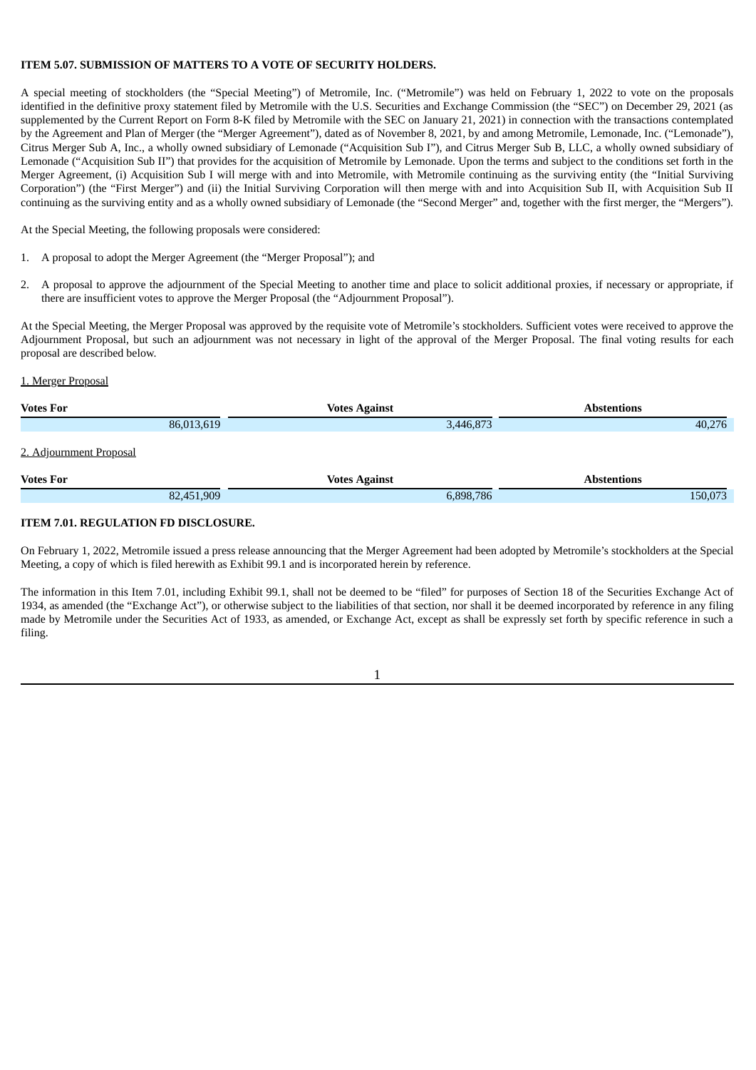**ITEM 5.07. SUBMISSION OF MATTERS TO A VOTE OF SECURITY HOLDERS.**

A special meeting of stockholders (the "Special Meeting") of Metromile, Inc. ("Metromile") was held on February 1, 2022 to vote on the proposals identified in the definitive proxy statement filed by Metromile with the U.S. Securities and Exchange Commission (the "SEC") on December 29, 2021 (as supplemented by the Current Report on Form 8-K filed by Metromile with the SEC on January 21, 2021) in connection with the transactions contemplated by the Agreement and Plan of Merger (the "Merger Agreement"), dated as of November 8, 2021, by and among Metromile, Lemonade, Inc. ("Lemonade"), Citrus Merger Sub A, Inc., a wholly owned subsidiary of Lemonade ("Acquisition Sub I"), and Citrus Merger Sub B, LLC, a wholly owned subsidiary of Lemonade ("Acquisition Sub II") that provides for the acquisition of Metromile by Lemonade. Upon the terms and subject to the conditions set forth in the Merger Agreement, (i) Acquisition Sub I will merge with and into Metromile, with Metromile continuing as the surviving entity (the "Initial Surviving Corporation") (the "First Merger") and (ii) the Initial Surviving Corporation will then merge with and into Acquisition Sub II, with Acquisition Sub II continuing as the surviving entity and as a wholly owned subsidiary of Lemonade (the "Second Merger" and, together with the first merger, the "Mergers").

At the Special Meeting, the following proposals were considered:

1. A proposal to adopt the Merger Agreement (the "Merger Proposal"); and
2. A proposal to approve the adjournment of the Special Meeting to another time and place to solicit additional proxies, if necessary or appropriate, if there are insufficient votes to approve the Merger Proposal (the "Adjournment Proposal").

At the Special Meeting, the Merger Proposal was approved by the requisite vote of Metromile's stockholders. Sufficient votes were received to approve the Adjournment Proposal, but such an adjournment was not necessary in light of the approval of the Merger Proposal. The final voting results for each proposal are described below.

1. Merger Proposal

| Votes For | Votes Against | Abstentions |
|---|---|---|
| 86,013,619 | 3,446,873 | 40,276 |

2. Adjournment Proposal

| Votes For | Votes Against | Abstentions |
|---|---|---|
| 82,451,909 | 6,898,786 | 150,073 |

**ITEM 7.01. REGULATION FD DISCLOSURE.**

On February 1, 2022, Metromile issued a press release announcing that the Merger Agreement had been adopted by Metromile's stockholders at the Special Meeting, a copy of which is filed herewith as Exhibit 99.1 and is incorporated herein by reference.

The information in this Item 7.01, including Exhibit 99.1, shall not be deemed to be "filed" for purposes of Section 18 of the Securities Exchange Act of 1934, as amended (the "Exchange Act"), or otherwise subject to the liabilities of that section, nor shall it be deemed incorporated by reference in any filing made by Metromile under the Securities Act of 1933, as amended, or Exchange Act, except as shall be expressly set forth by specific reference in such a filing.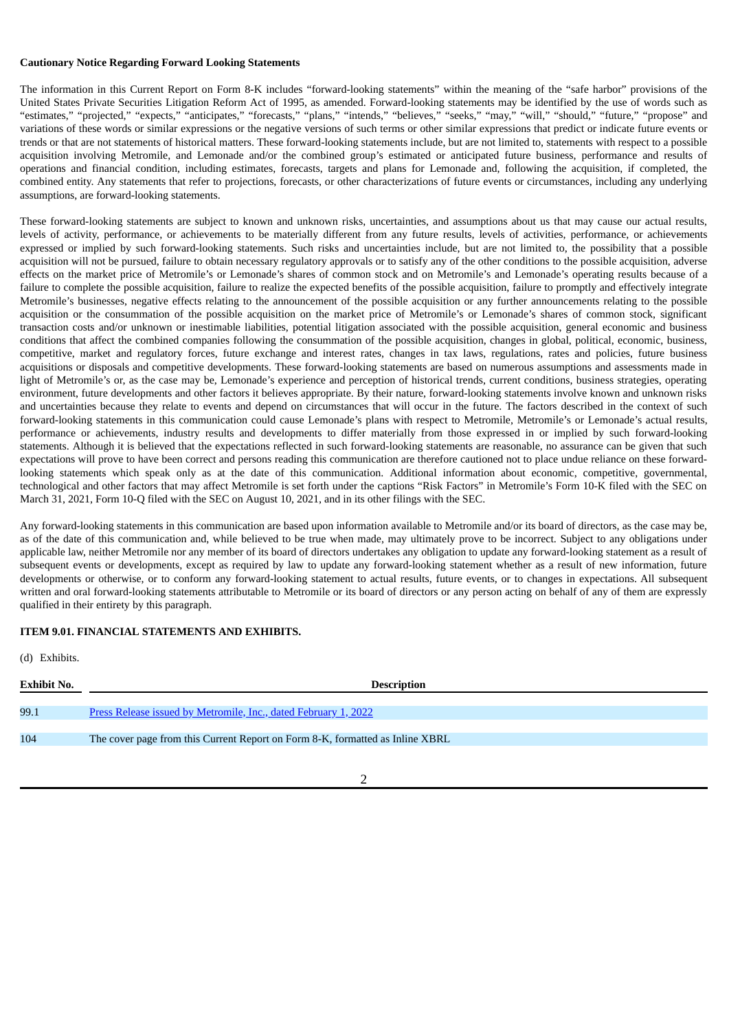**Cautionary Notice Regarding Forward Looking Statements**

The information in this Current Report on Form 8-K includes "forward-looking statements" within the meaning of the "safe harbor" provisions of the United States Private Securities Litigation Reform Act of 1995, as amended. Forward-looking statements may be identified by the use of words such as "estimates," "projected," "expects," "anticipates," "forecasts," "plans," "intends," "believes," "seeks," "may," "will," "should," "future," "propose" and variations of these words or similar expressions or the negative versions of such terms or other similar expressions that predict or indicate future events or trends or that are not statements of historical matters. These forward-looking statements include, but are not limited to, statements with respect to a possible acquisition involving Metromile, and Lemonade and/or the combined group's estimated or anticipated future business, performance and results of operations and financial condition, including estimates, forecasts, targets and plans for Lemonade and, following the acquisition, if completed, the combined entity. Any statements that refer to projections, forecasts, or other characterizations of future events or circumstances, including any underlying assumptions, are forward-looking statements.

These forward-looking statements are subject to known and unknown risks, uncertainties, and assumptions about us that may cause our actual results, levels of activity, performance, or achievements to be materially different from any future results, levels of activities, performance, or achievements expressed or implied by such forward-looking statements. Such risks and uncertainties include, but are not limited to, the possibility that a possible acquisition will not be pursued, failure to obtain necessary regulatory approvals or to satisfy any of the other conditions to the possible acquisition, adverse effects on the market price of Metromile's or Lemonade's shares of common stock and on Metromile's and Lemonade's operating results because of a failure to complete the possible acquisition, failure to realize the expected benefits of the possible acquisition, failure to promptly and effectively integrate Metromile's businesses, negative effects relating to the announcement of the possible acquisition or any further announcements relating to the possible acquisition or the consummation of the possible acquisition on the market price of Metromile's or Lemonade's shares of common stock, significant transaction costs and/or unknown or inestimable liabilities, potential litigation associated with the possible acquisition, general economic and business conditions that affect the combined companies following the consummation of the possible acquisition, changes in global, political, economic, business, competitive, market and regulatory forces, future exchange and interest rates, changes in tax laws, regulations, rates and policies, future business acquisitions or disposals and competitive developments. These forward-looking statements are based on numerous assumptions and assessments made in light of Metromile's or, as the case may be, Lemonade's experience and perception of historical trends, current conditions, business strategies, operating environment, future developments and other factors it believes appropriate. By their nature, forward-looking statements involve known and unknown risks and uncertainties because they relate to events and depend on circumstances that will occur in the future. The factors described in the context of such forward-looking statements in this communication could cause Lemonade's plans with respect to Metromile, Metromile's or Lemonade's actual results, performance or achievements, industry results and developments to differ materially from those expressed in or implied by such forward-looking statements. Although it is believed that the expectations reflected in such forward-looking statements are reasonable, no assurance can be given that such expectations will prove to have been correct and persons reading this communication are therefore cautioned not to place undue reliance on these forward-looking statements which speak only as at the date of this communication. Additional information about economic, competitive, governmental, technological and other factors that may affect Metromile is set forth under the captions "Risk Factors" in Metromile's Form 10-K filed with the SEC on March 31, 2021, Form 10-Q filed with the SEC on August 10, 2021, and in its other filings with the SEC.

Any forward-looking statements in this communication are based upon information available to Metromile and/or its board of directors, as the case may be, as of the date of this communication and, while believed to be true when made, may ultimately prove to be incorrect. Subject to any obligations under applicable law, neither Metromile nor any member of its board of directors undertakes any obligation to update any forward-looking statement as a result of subsequent events or developments, except as required by law to update any forward-looking statement whether as a result of new information, future developments or otherwise, or to conform any forward-looking statement to actual results, future events, or to changes in expectations. All subsequent written and oral forward-looking statements attributable to Metromile or its board of directors or any person acting on behalf of any of them are expressly qualified in their entirety by this paragraph.

**ITEM 9.01. FINANCIAL STATEMENTS AND EXHIBITS.**

(d) Exhibits.

| Exhibit No. | Description |
|---|---|
| 99.1 | Press Release issued by Metromile, Inc., dated February 1, 2022 |
| 104 | The cover page from this Current Report on Form 8-K, formatted as Inline XBRL |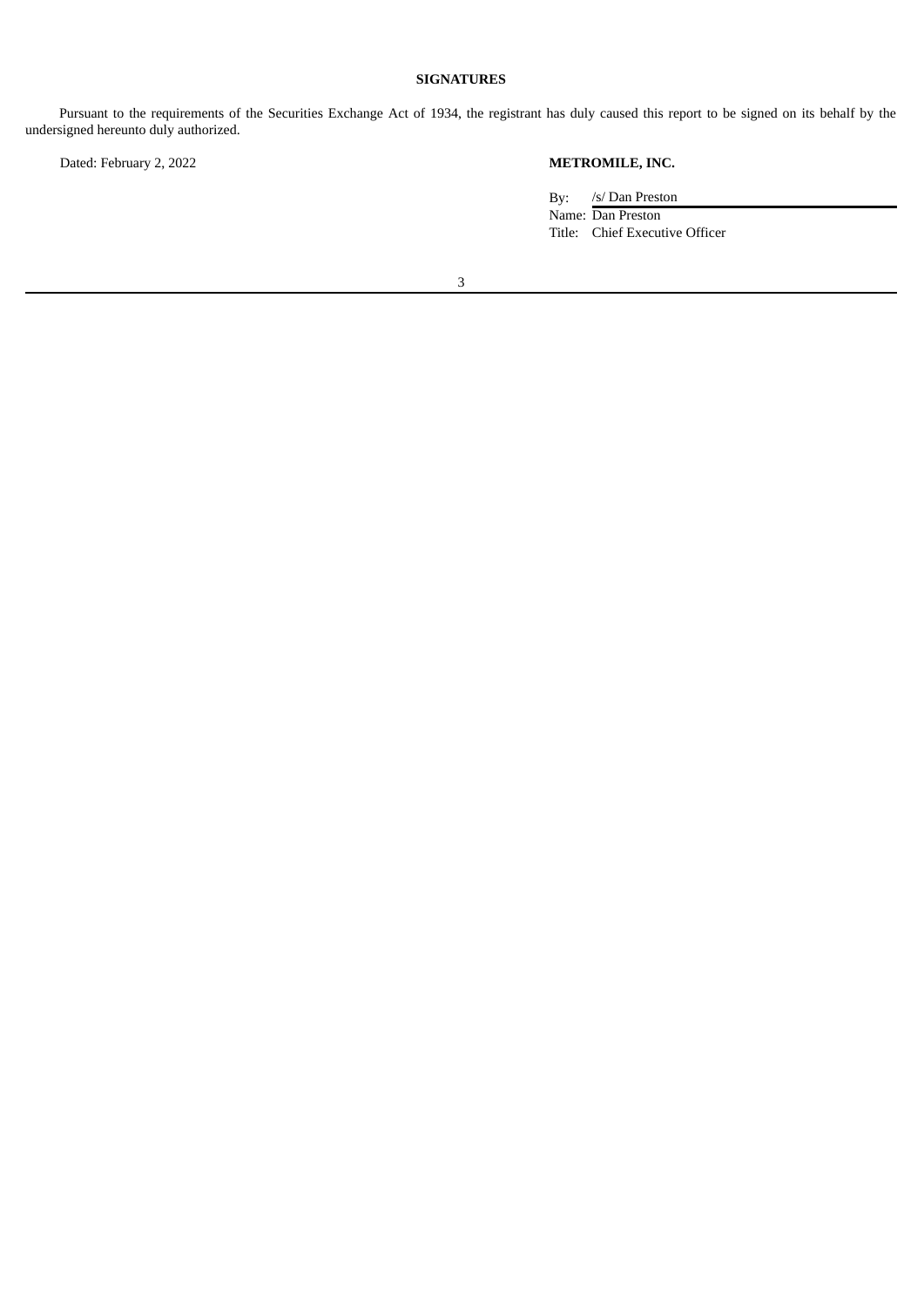**SIGNATURES**

Pursuant to the requirements of the Securities Exchange Act of 1934, the registrant has duly caused this report to be signed on its behalf by the undersigned hereunto duly authorized.

Dated: February 2, 2022

**METROMILE, INC.**

By: /s/ Dan Preston
Name: Dan Preston
Title: Chief Executive Officer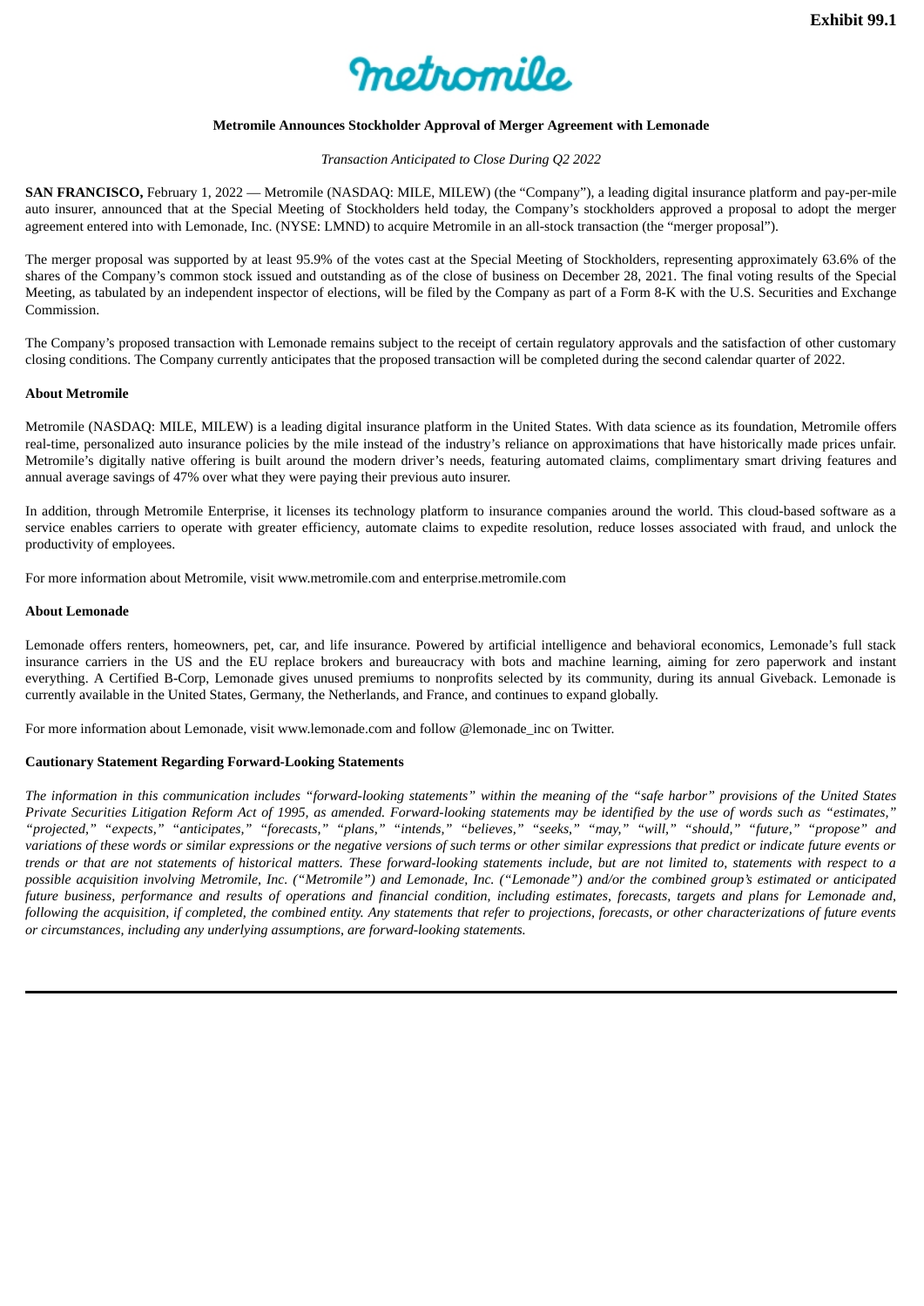**Exhibit 99.1**

metromile

# Metromile Announces Stockholder Approval of Merger Agreement with Lemonade

*Transaction Anticipated to Close During Q2 2022*

**SAN FRANCISCO,** February 1, 2022 — Metromile (NASDAQ: MILE, MILEW) (the "Company"), a leading digital insurance platform and pay-per-mile auto insurer, announced that at the Special Meeting of Stockholders held today, the Company's stockholders approved a proposal to adopt the merger agreement entered into with Lemonade, Inc. (NYSE: LMND) to acquire Metromile in an all-stock transaction (the "merger proposal").

The merger proposal was supported by at least 95.9% of the votes cast at the Special Meeting of Stockholders, representing approximately 63.6% of the shares of the Company's common stock issued and outstanding as of the close of business on December 28, 2021. The final voting results of the Special Meeting, as tabulated by an independent inspector of elections, will be filed by the Company as part of a Form 8-K with the U.S. Securities and Exchange Commission.

The Company's proposed transaction with Lemonade remains subject to the receipt of certain regulatory approvals and the satisfaction of other customary closing conditions. The Company currently anticipates that the proposed transaction will be completed during the second calendar quarter of 2022.

**About Metromile**

Metromile (NASDAQ: MILE, MILEW) is a leading digital insurance platform in the United States. With data science as its foundation, Metromile offers real-time, personalized auto insurance policies by the mile instead of the industry's reliance on approximations that have historically made prices unfair. Metromile's digitally native offering is built around the modern driver's needs, featuring automated claims, complimentary smart driving features and annual average savings of 47% over what they were paying their previous auto insurer.

In addition, through Metromile Enterprise, it licenses its technology platform to insurance companies around the world. This cloud-based software as a service enables carriers to operate with greater efficiency, automate claims to expedite resolution, reduce losses associated with fraud, and unlock the productivity of employees.

For more information about Metromile, visit www.metromile.com and enterprise.metromile.com

**About Lemonade**

Lemonade offers renters, homeowners, pet, car, and life insurance. Powered by artificial intelligence and behavioral economics, Lemonade's full stack insurance carriers in the US and the EU replace brokers and bureaucracy with bots and machine learning, aiming for zero paperwork and instant everything. A Certified B-Corp, Lemonade gives unused premiums to nonprofits selected by its community, during its annual Giveback. Lemonade is currently available in the United States, Germany, the Netherlands, and France, and continues to expand globally.

For more information about Lemonade, visit www.lemonade.com and follow @lemonade_inc on Twitter.

**Cautionary Statement Regarding Forward-Looking Statements**

*The information in this communication includes "forward-looking statements" within the meaning of the "safe harbor" provisions of the United States Private Securities Litigation Reform Act of 1995, as amended. Forward-looking statements may be identified by the use of words such as "estimates," "projected," "expects," "anticipates," "forecasts," "plans," "intends," "believes," "seeks," "may," "will," "should," "future," "propose" and variations of these words or similar expressions or the negative versions of such terms or other similar expressions that predict or indicate future events or trends or that are not statements of historical matters. These forward-looking statements include, but are not limited to, statements with respect to a possible acquisition involving Metromile, Inc. ("Metromile") and Lemonade, Inc. ("Lemonade") and/or the combined group's estimated or anticipated future business, performance and results of operations and financial condition, including estimates, forecasts, targets and plans for Lemonade and, following the acquisition, if completed, the combined entity. Any statements that refer to projections, forecasts, or other characterizations of future events or circumstances, including any underlying assumptions, are forward-looking statements.*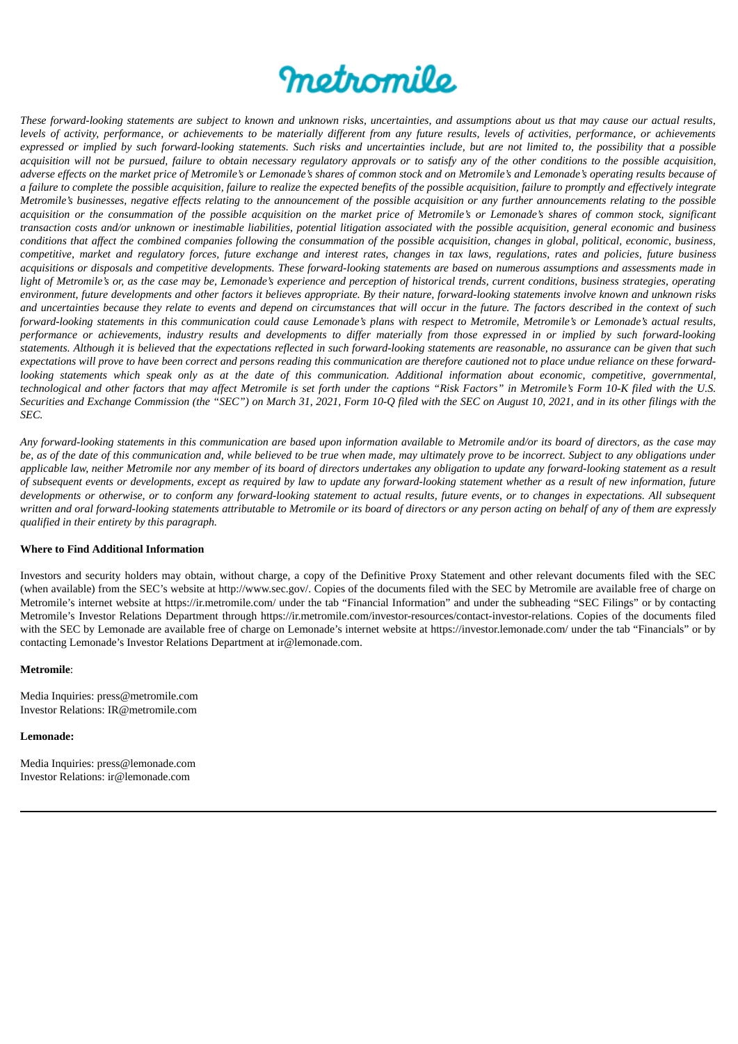*These forward-looking statements are subject to known and unknown risks, uncertainties, and assumptions about us that may cause our actual results, levels of activity, performance, or achievements to be materially different from any future results, levels of activities, performance, or achievements expressed or implied by such forward-looking statements. Such risks and uncertainties include, but are not limited to, the possibility that a possible acquisition will not be pursued, failure to obtain necessary regulatory approvals or to satisfy any of the other conditions to the possible acquisition, adverse effects on the market price of Metromile's or Lemonade's shares of common stock and on Metromile's and Lemonade's operating results because of a failure to complete the possible acquisition, failure to realize the expected benefits of the possible acquisition, failure to promptly and effectively integrate Metromile's businesses, negative effects relating to the announcement of the possible acquisition or any further announcements relating to the possible acquisition or the consummation of the possible acquisition on the market price of Metromile's or Lemonade's shares of common stock, significant transaction costs and/or unknown or inestimable liabilities, potential litigation associated with the possible acquisition, general economic and business conditions that affect the combined companies following the consummation of the possible acquisition, changes in global, political, economic, business, competitive, market and regulatory forces, future exchange and interest rates, changes in tax laws, regulations, rates and policies, future business acquisitions or disposals and competitive developments. These forward-looking statements are based on numerous assumptions and assessments made in light of Metromile's or, as the case may be, Lemonade's experience and perception of historical trends, current conditions, business strategies, operating environment, future developments and other factors it believes appropriate. By their nature, forward-looking statements involve known and unknown risks and uncertainties because they relate to events and depend on circumstances that will occur in the future. The factors described in the context of such forward-looking statements in this communication could cause Lemonade's plans with respect to Metromile, Metromile's or Lemonade's actual results, performance or achievements, industry results and developments to differ materially from those expressed in or implied by such forward-looking statements. Although it is believed that the expectations reflected in such forward-looking statements are reasonable, no assurance can be given that such expectations will prove to have been correct and persons reading this communication are therefore cautioned not to place undue reliance on these forward-looking statements which speak only as at the date of this communication. Additional information about economic, competitive, governmental, technological and other factors that may affect Metromile is set forth under the captions "Risk Factors" in Metromile's Form 10-K filed with the U.S. Securities and Exchange Commission (the "SEC") on March 31, 2021, Form 10-Q filed with the SEC on August 10, 2021, and in its other filings with the SEC.*

*Any forward-looking statements in this communication are based upon information available to Metromile and/or its board of directors, as the case may be, as of the date of this communication and, while believed to be true when made, may ultimately prove to be incorrect. Subject to any obligations under applicable law, neither Metromile nor any member of its board of directors undertakes any obligation to update any forward-looking statement as a result of subsequent events or developments, except as required by law to update any forward-looking statement whether as a result of new information, future developments or otherwise, or to conform any forward-looking statement to actual results, future events, or to changes in expectations. All subsequent written and oral forward-looking statements attributable to Metromile or its board of directors or any person acting on behalf of any of them are expressly qualified in their entirety by this paragraph.*

**Where to Find Additional Information**

Investors and security holders may obtain, without charge, a copy of the Definitive Proxy Statement and other relevant documents filed with the SEC (when available) from the SEC's website at http://www.sec.gov/. Copies of the documents filed with the SEC by Metromile are available free of charge on Metromile's internet website at https://ir.metromile.com/ under the tab "Financial Information" and under the subheading "SEC Filings" or by contacting Metromile's Investor Relations Department through https://ir.metromile.com/investor-resources/contact-investor-relations. Copies of the documents filed with the SEC by Lemonade are available free of charge on Lemonade's internet website at https://investor.lemonade.com/ under the tab "Financials" or by contacting Lemonade's Investor Relations Department at ir@lemonade.com.

**Metromile**:

Media Inquiries: press@metromile.com
Investor Relations: IR@metromile.com

**Lemonade:**

Media Inquiries: press@lemonade.com
Investor Relations: ir@lemonade.com